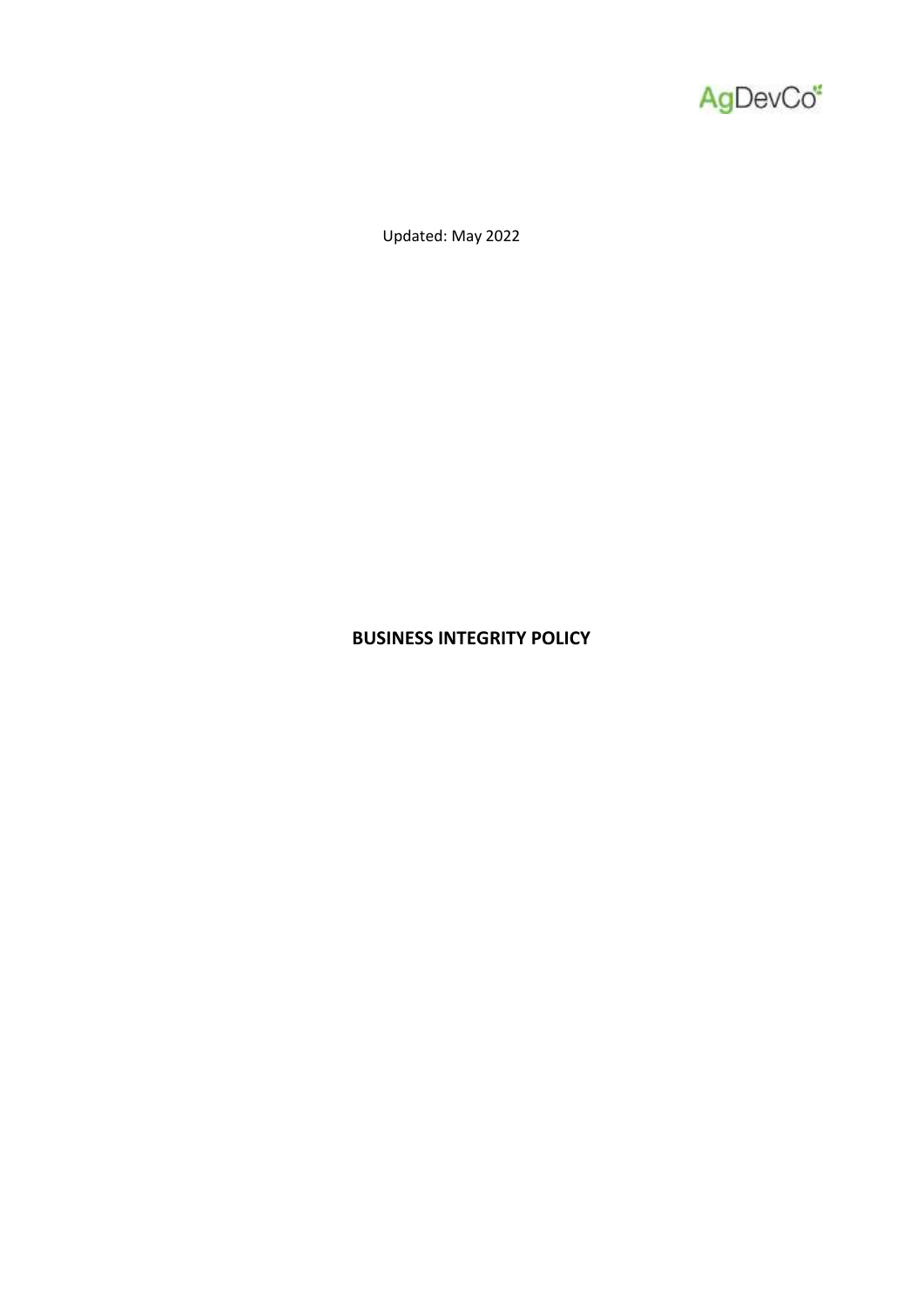AgDevCo

Updated: May 2022

# BUSINESS INTEGRITY POLICY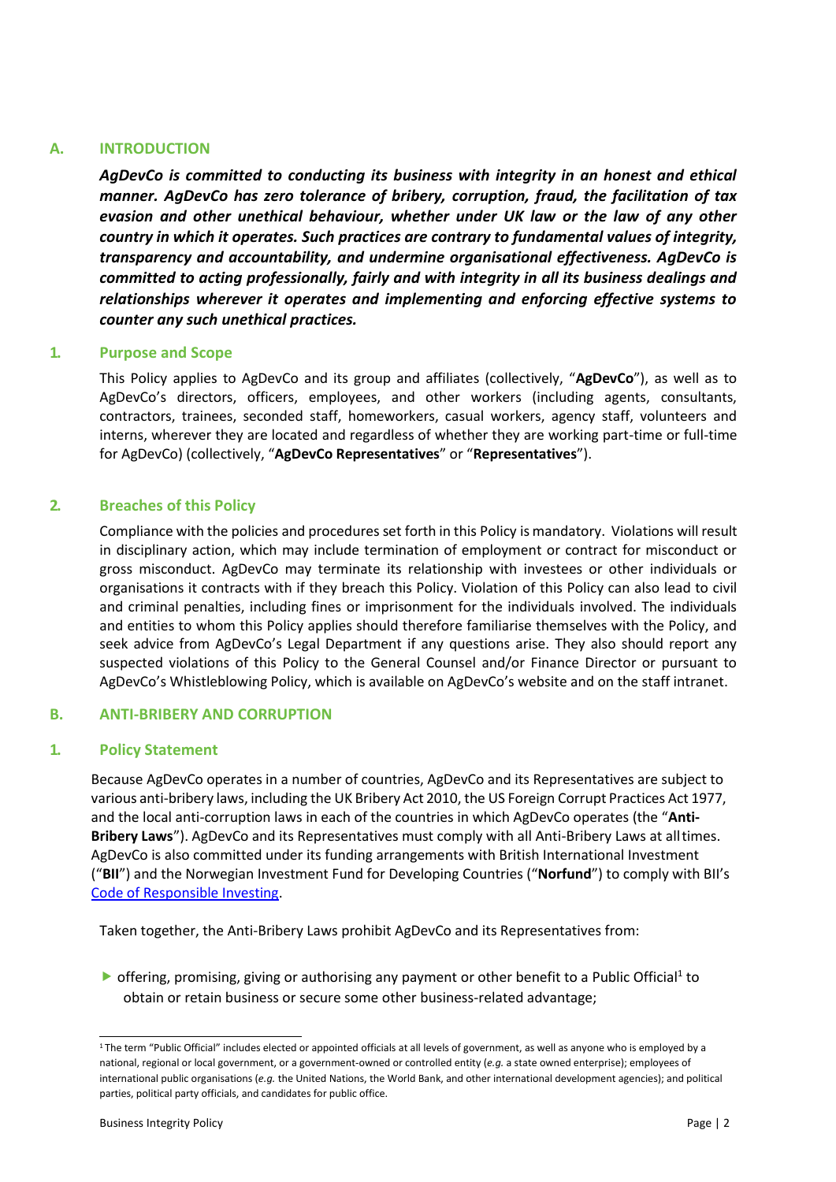## A. INTRODUCTION

***AgDevCo is committed to conducting its business with integrity in an honest and ethical manner. AgDevCo has zero tolerance of bribery, corruption, fraud, the facilitation of tax evasion and other unethical behaviour, whether under UK law or the law of any other country in which it operates. Such practices are contrary to fundamental values of integrity, transparency and accountability, and undermine organisational effectiveness. AgDevCo is committed to acting professionally, fairly and with integrity in all its business dealings and relationships wherever it operates and implementing and enforcing effective systems to counter any such unethical practices.***

### 1. Purpose and Scope

This Policy applies to AgDevCo and its group and affiliates (collectively, "**AgDevCo**"), as well as to AgDevCo's directors, officers, employees, and other workers (including agents, consultants, contractors, trainees, seconded staff, homeworkers, casual workers, agency staff, volunteers and interns, wherever they are located and regardless of whether they are working part-time or full-time for AgDevCo) (collectively, "**AgDevCo Representatives**" or "**Representatives**").

### 2. Breaches of this Policy

Compliance with the policies and procedures set forth in this Policy is mandatory. Violations will result in disciplinary action, which may include termination of employment or contract for misconduct or gross misconduct. AgDevCo may terminate its relationship with investees or other individuals or organisations it contracts with if they breach this Policy. Violation of this Policy can also lead to civil and criminal penalties, including fines or imprisonment for the individuals involved. The individuals and entities to whom this Policy applies should therefore familiarise themselves with the Policy, and seek advice from AgDevCo's Legal Department if any questions arise. They also should report any suspected violations of this Policy to the General Counsel and/or Finance Director or pursuant to AgDevCo's Whistleblowing Policy, which is available on AgDevCo's website and on the staff intranet.

## B. ANTI-BRIBERY AND CORRUPTION

### 1. Policy Statement

Because AgDevCo operates in a number of countries, AgDevCo and its Representatives are subject to various anti-bribery laws, including the UK Bribery Act 2010, the US Foreign Corrupt Practices Act 1977, and the local anti-corruption laws in each of the countries in which AgDevCo operates (the "**Anti-Bribery Laws**"). AgDevCo and its Representatives must comply with all Anti-Bribery Laws at all times. AgDevCo is also committed under its funding arrangements with British International Investment ("**BII**") and the Norwegian Investment Fund for Developing Countries ("**Norfund**") to comply with BII's Code of Responsible Investing.

Taken together, the Anti-Bribery Laws prohibit AgDevCo and its Representatives from:

- offering, promising, giving or authorising any payment or other benefit to a Public Official[1] to obtain or retain business or secure some other business-related advantage;

[1] The term "Public Official" includes elected or appointed officials at all levels of government, as well as anyone who is employed by a national, regional or local government, or a government-owned or controlled entity (*e.g.* a state owned enterprise); employees of international public organisations (*e.g.* the United Nations, the World Bank, and other international development agencies); and political parties, political party officials, and candidates for public office.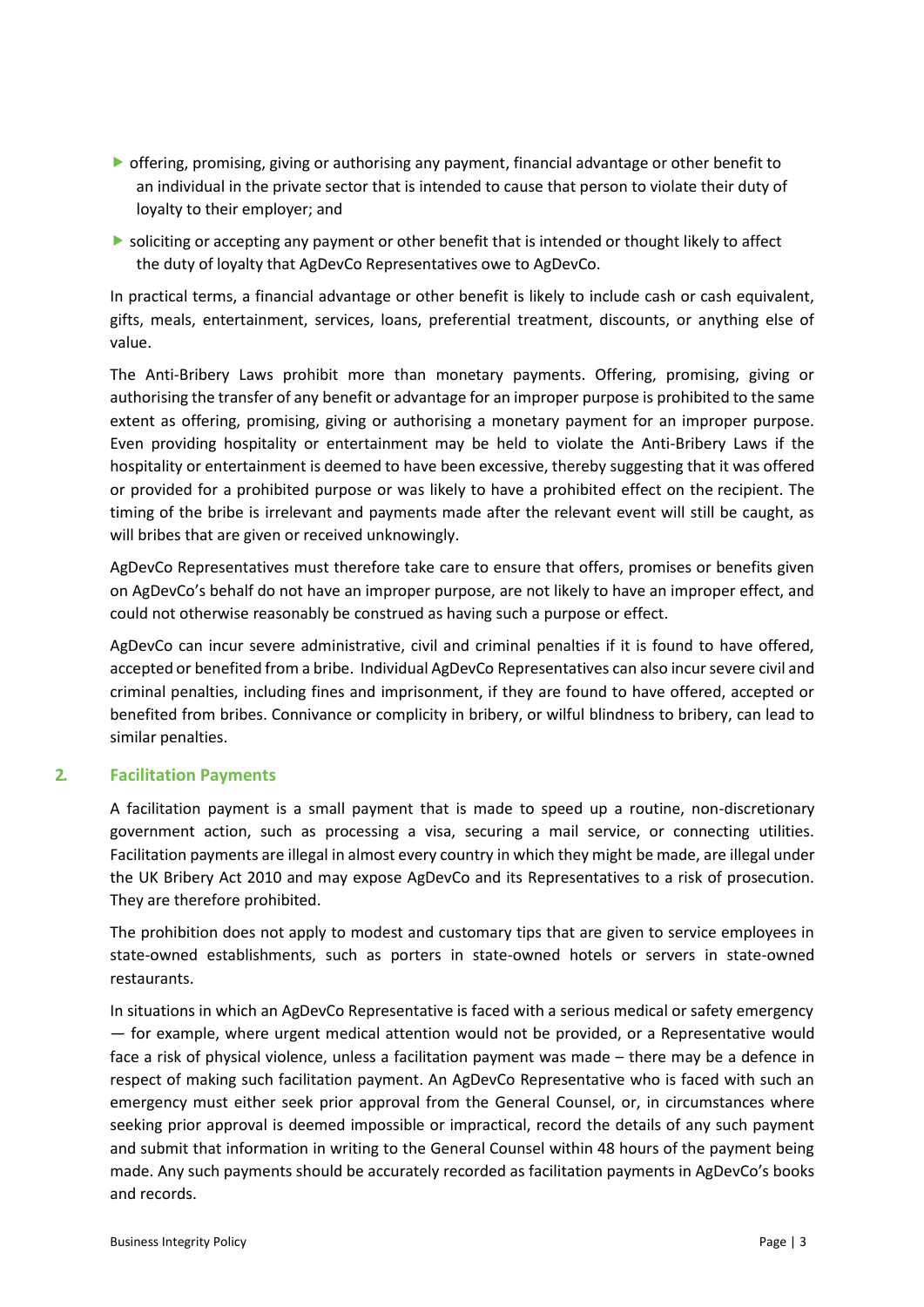- offering, promising, giving or authorising any payment, financial advantage or other benefit to an individual in the private sector that is intended to cause that person to violate their duty of loyalty to their employer; and
- soliciting or accepting any payment or other benefit that is intended or thought likely to affect the duty of loyalty that AgDevCo Representatives owe to AgDevCo.

In practical terms, a financial advantage or other benefit is likely to include cash or cash equivalent, gifts, meals, entertainment, services, loans, preferential treatment, discounts, or anything else of value.

The Anti-Bribery Laws prohibit more than monetary payments. Offering, promising, giving or authorising the transfer of any benefit or advantage for an improper purpose is prohibited to the same extent as offering, promising, giving or authorising a monetary payment for an improper purpose. Even providing hospitality or entertainment may be held to violate the Anti-Bribery Laws if the hospitality or entertainment is deemed to have been excessive, thereby suggesting that it was offered or provided for a prohibited purpose or was likely to have a prohibited effect on the recipient. The timing of the bribe is irrelevant and payments made after the relevant event will still be caught, as will bribes that are given or received unknowingly.

AgDevCo Representatives must therefore take care to ensure that offers, promises or benefits given on AgDevCo's behalf do not have an improper purpose, are not likely to have an improper effect, and could not otherwise reasonably be construed as having such a purpose or effect.

AgDevCo can incur severe administrative, civil and criminal penalties if it is found to have offered, accepted or benefited from a bribe. Individual AgDevCo Representatives can also incur severe civil and criminal penalties, including fines and imprisonment, if they are found to have offered, accepted or benefited from bribes. Connivance or complicity in bribery, or wilful blindness to bribery, can lead to similar penalties.

## 2. Facilitation Payments

A facilitation payment is a small payment that is made to speed up a routine, non-discretionary government action, such as processing a visa, securing a mail service, or connecting utilities. Facilitation payments are illegal in almost every country in which they might be made, are illegal under the UK Bribery Act 2010 and may expose AgDevCo and its Representatives to a risk of prosecution. They are therefore prohibited.

The prohibition does not apply to modest and customary tips that are given to service employees in state-owned establishments, such as porters in state-owned hotels or servers in state-owned restaurants.

In situations in which an AgDevCo Representative is faced with a serious medical or safety emergency — for example, where urgent medical attention would not be provided, or a Representative would face a risk of physical violence, unless a facilitation payment was made – there may be a defence in respect of making such facilitation payment. An AgDevCo Representative who is faced with such an emergency must either seek prior approval from the General Counsel, or, in circumstances where seeking prior approval is deemed impossible or impractical, record the details of any such payment and submit that information in writing to the General Counsel within 48 hours of the payment being made. Any such payments should be accurately recorded as facilitation payments in AgDevCo's books and records.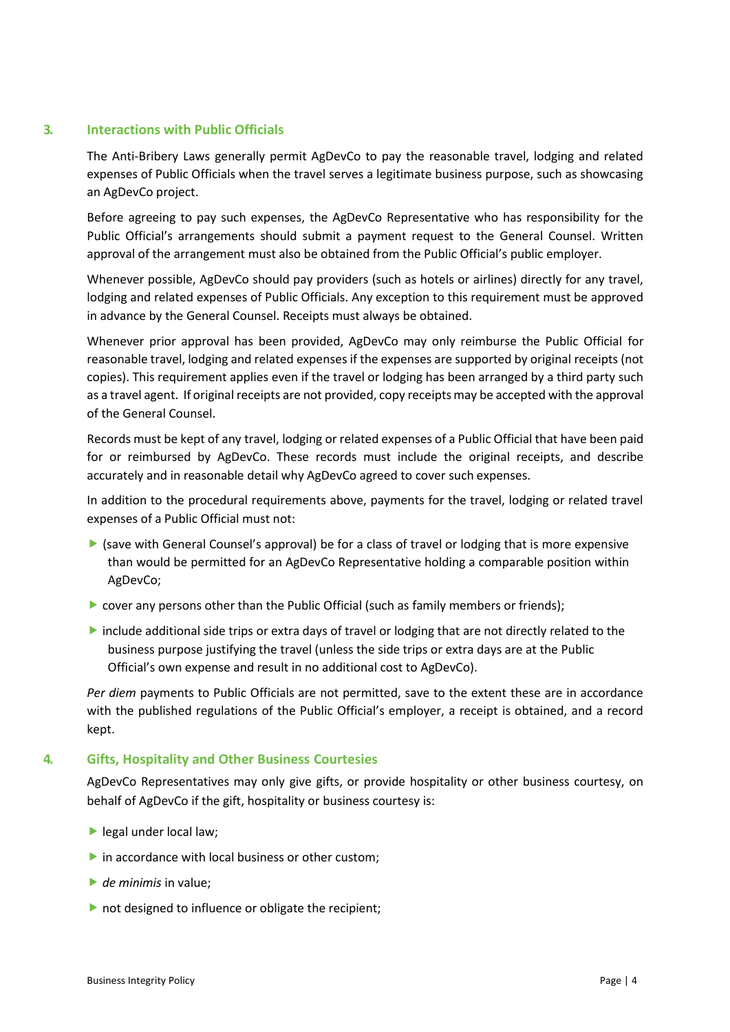## 3. Interactions with Public Officials

The Anti-Bribery Laws generally permit AgDevCo to pay the reasonable travel, lodging and related expenses of Public Officials when the travel serves a legitimate business purpose, such as showcasing an AgDevCo project.

Before agreeing to pay such expenses, the AgDevCo Representative who has responsibility for the Public Official's arrangements should submit a payment request to the General Counsel. Written approval of the arrangement must also be obtained from the Public Official's public employer.

Whenever possible, AgDevCo should pay providers (such as hotels or airlines) directly for any travel, lodging and related expenses of Public Officials. Any exception to this requirement must be approved in advance by the General Counsel. Receipts must always be obtained.

Whenever prior approval has been provided, AgDevCo may only reimburse the Public Official for reasonable travel, lodging and related expenses if the expenses are supported by original receipts (not copies). This requirement applies even if the travel or lodging has been arranged by a third party such as a travel agent. If original receipts are not provided, copy receipts may be accepted with the approval of the General Counsel.

Records must be kept of any travel, lodging or related expenses of a Public Official that have been paid for or reimbursed by AgDevCo. These records must include the original receipts, and describe accurately and in reasonable detail why AgDevCo agreed to cover such expenses.

In addition to the procedural requirements above, payments for the travel, lodging or related travel expenses of a Public Official must not:

- (save with General Counsel's approval) be for a class of travel or lodging that is more expensive than would be permitted for an AgDevCo Representative holding a comparable position within AgDevCo;
- cover any persons other than the Public Official (such as family members or friends);
- include additional side trips or extra days of travel or lodging that are not directly related to the business purpose justifying the travel (unless the side trips or extra days are at the Public Official's own expense and result in no additional cost to AgDevCo).

*Per diem* payments to Public Officials are not permitted, save to the extent these are in accordance with the published regulations of the Public Official's employer, a receipt is obtained, and a record kept.

## 4. Gifts, Hospitality and Other Business Courtesies

AgDevCo Representatives may only give gifts, or provide hospitality or other business courtesy, on behalf of AgDevCo if the gift, hospitality or business courtesy is:

- legal under local law;
- in accordance with local business or other custom;
- *de minimis* in value;
- not designed to influence or obligate the recipient;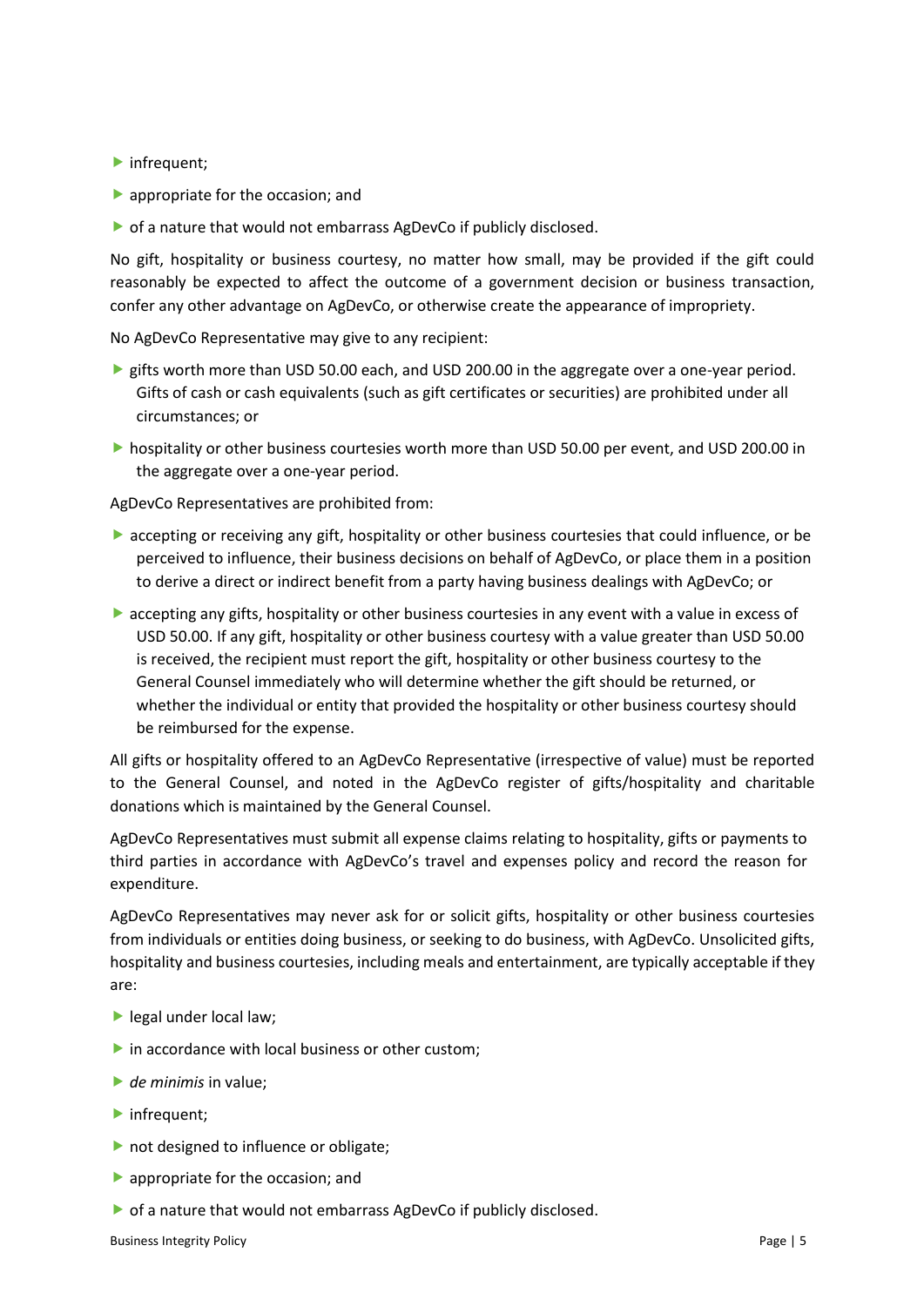- infrequent;
- appropriate for the occasion; and
- of a nature that would not embarrass AgDevCo if publicly disclosed.

No gift, hospitality or business courtesy, no matter how small, may be provided if the gift could reasonably be expected to affect the outcome of a government decision or business transaction, confer any other advantage on AgDevCo, or otherwise create the appearance of impropriety.

No AgDevCo Representative may give to any recipient:

- gifts worth more than USD 50.00 each, and USD 200.00 in the aggregate over a one-year period. Gifts of cash or cash equivalents (such as gift certificates or securities) are prohibited under all circumstances; or
- hospitality or other business courtesies worth more than USD 50.00 per event, and USD 200.00 in the aggregate over a one-year period.

AgDevCo Representatives are prohibited from:

- accepting or receiving any gift, hospitality or other business courtesies that could influence, or be perceived to influence, their business decisions on behalf of AgDevCo, or place them in a position to derive a direct or indirect benefit from a party having business dealings with AgDevCo; or
- accepting any gifts, hospitality or other business courtesies in any event with a value in excess of USD 50.00. If any gift, hospitality or other business courtesy with a value greater than USD 50.00 is received, the recipient must report the gift, hospitality or other business courtesy to the General Counsel immediately who will determine whether the gift should be returned, or whether the individual or entity that provided the hospitality or other business courtesy should be reimbursed for the expense.

All gifts or hospitality offered to an AgDevCo Representative (irrespective of value) must be reported to the General Counsel, and noted in the AgDevCo register of gifts/hospitality and charitable donations which is maintained by the General Counsel.

AgDevCo Representatives must submit all expense claims relating to hospitality, gifts or payments to third parties in accordance with AgDevCo's travel and expenses policy and record the reason for expenditure.

AgDevCo Representatives may never ask for or solicit gifts, hospitality or other business courtesies from individuals or entities doing business, or seeking to do business, with AgDevCo. Unsolicited gifts, hospitality and business courtesies, including meals and entertainment, are typically acceptable if they are:

- legal under local law;
- in accordance with local business or other custom;
- *de minimis* in value;
- infrequent;
- not designed to influence or obligate;
- appropriate for the occasion; and
- of a nature that would not embarrass AgDevCo if publicly disclosed.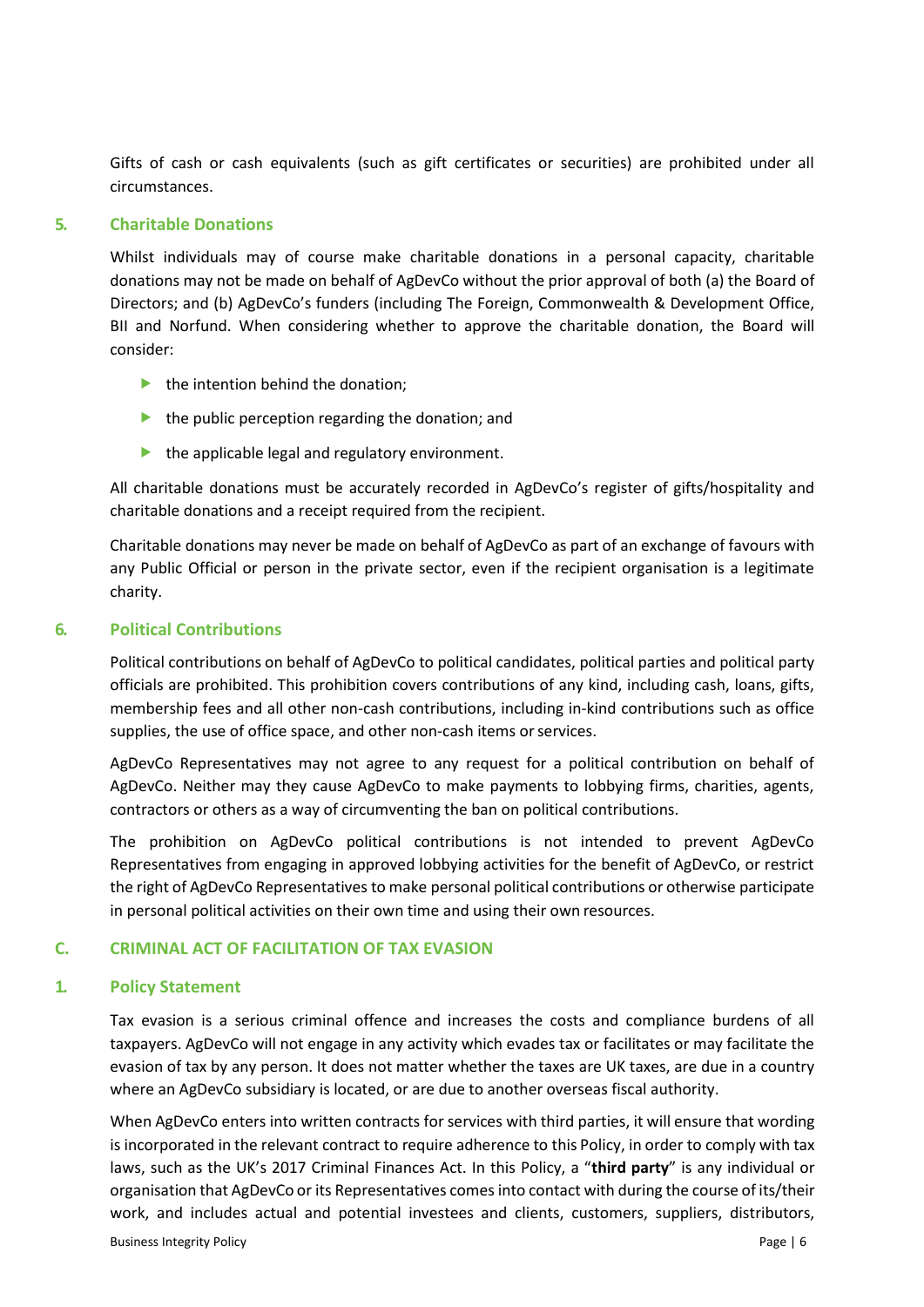Gifts of cash or cash equivalents (such as gift certificates or securities) are prohibited under all circumstances.

### 5. Charitable Donations

Whilst individuals may of course make charitable donations in a personal capacity, charitable donations may not be made on behalf of AgDevCo without the prior approval of both (a) the Board of Directors; and (b) AgDevCo's funders (including The Foreign, Commonwealth & Development Office, BII and Norfund. When considering whether to approve the charitable donation, the Board will consider:

- the intention behind the donation;
- the public perception regarding the donation; and
- the applicable legal and regulatory environment.

All charitable donations must be accurately recorded in AgDevCo's register of gifts/hospitality and charitable donations and a receipt required from the recipient.

Charitable donations may never be made on behalf of AgDevCo as part of an exchange of favours with any Public Official or person in the private sector, even if the recipient organisation is a legitimate charity.

### 6. Political Contributions

Political contributions on behalf of AgDevCo to political candidates, political parties and political party officials are prohibited. This prohibition covers contributions of any kind, including cash, loans, gifts, membership fees and all other non-cash contributions, including in-kind contributions such as office supplies, the use of office space, and other non-cash items or services.

AgDevCo Representatives may not agree to any request for a political contribution on behalf of AgDevCo. Neither may they cause AgDevCo to make payments to lobbying firms, charities, agents, contractors or others as a way of circumventing the ban on political contributions.

The prohibition on AgDevCo political contributions is not intended to prevent AgDevCo Representatives from engaging in approved lobbying activities for the benefit of AgDevCo, or restrict the right of AgDevCo Representatives to make personal political contributions or otherwise participate in personal political activities on their own time and using their own resources.

## C. CRIMINAL ACT OF FACILITATION OF TAX EVASION

### 1. Policy Statement

Tax evasion is a serious criminal offence and increases the costs and compliance burdens of all taxpayers. AgDevCo will not engage in any activity which evades tax or facilitates or may facilitate the evasion of tax by any person. It does not matter whether the taxes are UK taxes, are due in a country where an AgDevCo subsidiary is located, or are due to another overseas fiscal authority.

When AgDevCo enters into written contracts for services with third parties, it will ensure that wording is incorporated in the relevant contract to require adherence to this Policy, in order to comply with tax laws, such as the UK's 2017 Criminal Finances Act. In this Policy, a "**third party**" is any individual or organisation that AgDevCo or its Representatives comes into contact with during the course of its/their work, and includes actual and potential investees and clients, customers, suppliers, distributors,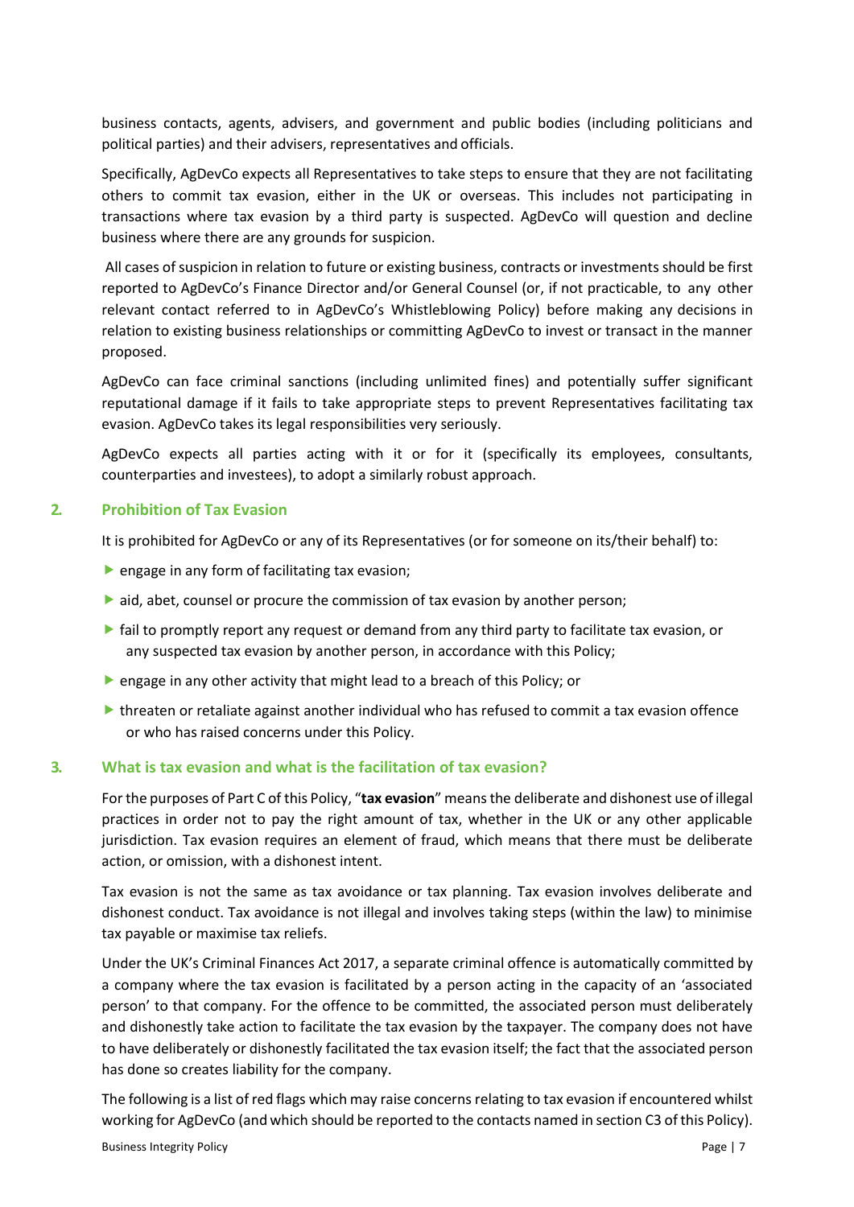business contacts, agents, advisers, and government and public bodies (including politicians and political parties) and their advisers, representatives and officials.

Specifically, AgDevCo expects all Representatives to take steps to ensure that they are not facilitating others to commit tax evasion, either in the UK or overseas. This includes not participating in transactions where tax evasion by a third party is suspected. AgDevCo will question and decline business where there are any grounds for suspicion.

All cases of suspicion in relation to future or existing business, contracts or investments should be first reported to AgDevCo's Finance Director and/or General Counsel (or, if not practicable, to any other relevant contact referred to in AgDevCo's Whistleblowing Policy) before making any decisions in relation to existing business relationships or committing AgDevCo to invest or transact in the manner proposed.

AgDevCo can face criminal sanctions (including unlimited fines) and potentially suffer significant reputational damage if it fails to take appropriate steps to prevent Representatives facilitating tax evasion. AgDevCo takes its legal responsibilities very seriously.

AgDevCo expects all parties acting with it or for it (specifically its employees, consultants, counterparties and investees), to adopt a similarly robust approach.

## 2. Prohibition of Tax Evasion

It is prohibited for AgDevCo or any of its Representatives (or for someone on its/their behalf) to:

- engage in any form of facilitating tax evasion;
- aid, abet, counsel or procure the commission of tax evasion by another person;
- fail to promptly report any request or demand from any third party to facilitate tax evasion, or any suspected tax evasion by another person, in accordance with this Policy;
- engage in any other activity that might lead to a breach of this Policy; or
- threaten or retaliate against another individual who has refused to commit a tax evasion offence or who has raised concerns under this Policy.

## 3. What is tax evasion and what is the facilitation of tax evasion?

For the purposes of Part C of this Policy, "**tax evasion**" means the deliberate and dishonest use of illegal practices in order not to pay the right amount of tax, whether in the UK or any other applicable jurisdiction. Tax evasion requires an element of fraud, which means that there must be deliberate action, or omission, with a dishonest intent.

Tax evasion is not the same as tax avoidance or tax planning. Tax evasion involves deliberate and dishonest conduct. Tax avoidance is not illegal and involves taking steps (within the law) to minimise tax payable or maximise tax reliefs.

Under the UK's Criminal Finances Act 2017, a separate criminal offence is automatically committed by a company where the tax evasion is facilitated by a person acting in the capacity of an 'associated person' to that company. For the offence to be committed, the associated person must deliberately and dishonestly take action to facilitate the tax evasion by the taxpayer. The company does not have to have deliberately or dishonestly facilitated the tax evasion itself; the fact that the associated person has done so creates liability for the company.

The following is a list of red flags which may raise concerns relating to tax evasion if encountered whilst working for AgDevCo (and which should be reported to the contacts named in section C3 of this Policy).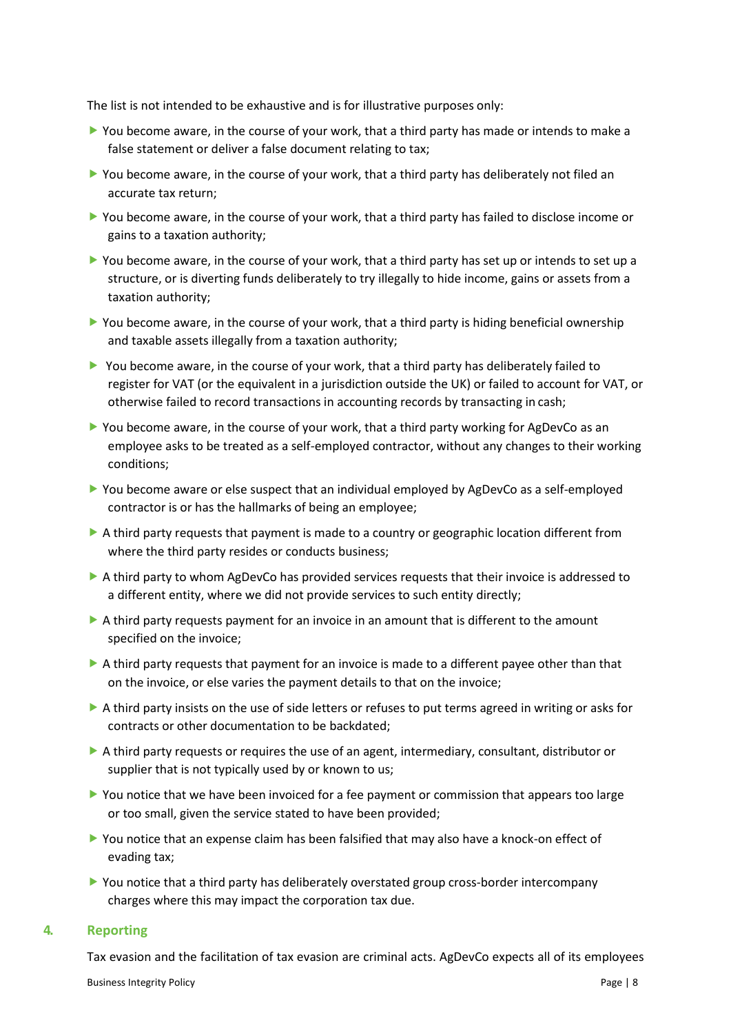The list is not intended to be exhaustive and is for illustrative purposes only:

- You become aware, in the course of your work, that a third party has made or intends to make a false statement or deliver a false document relating to tax;
- You become aware, in the course of your work, that a third party has deliberately not filed an accurate tax return;
- You become aware, in the course of your work, that a third party has failed to disclose income or gains to a taxation authority;
- You become aware, in the course of your work, that a third party has set up or intends to set up a structure, or is diverting funds deliberately to try illegally to hide income, gains or assets from a taxation authority;
- You become aware, in the course of your work, that a third party is hiding beneficial ownership and taxable assets illegally from a taxation authority;
- You become aware, in the course of your work, that a third party has deliberately failed to register for VAT (or the equivalent in a jurisdiction outside the UK) or failed to account for VAT, or otherwise failed to record transactions in accounting records by transacting in cash;
- You become aware, in the course of your work, that a third party working for AgDevCo as an employee asks to be treated as a self-employed contractor, without any changes to their working conditions;
- You become aware or else suspect that an individual employed by AgDevCo as a self-employed contractor is or has the hallmarks of being an employee;
- A third party requests that payment is made to a country or geographic location different from where the third party resides or conducts business;
- A third party to whom AgDevCo has provided services requests that their invoice is addressed to a different entity, where we did not provide services to such entity directly;
- A third party requests payment for an invoice in an amount that is different to the amount specified on the invoice;
- A third party requests that payment for an invoice is made to a different payee other than that on the invoice, or else varies the payment details to that on the invoice;
- A third party insists on the use of side letters or refuses to put terms agreed in writing or asks for contracts or other documentation to be backdated;
- A third party requests or requires the use of an agent, intermediary, consultant, distributor or supplier that is not typically used by or known to us;
- You notice that we have been invoiced for a fee payment or commission that appears too large or too small, given the service stated to have been provided;
- You notice that an expense claim has been falsified that may also have a knock-on effect of evading tax;
- You notice that a third party has deliberately overstated group cross-border intercompany charges where this may impact the corporation tax due.

## 4. Reporting

Tax evasion and the facilitation of tax evasion are criminal acts. AgDevCo expects all of its employees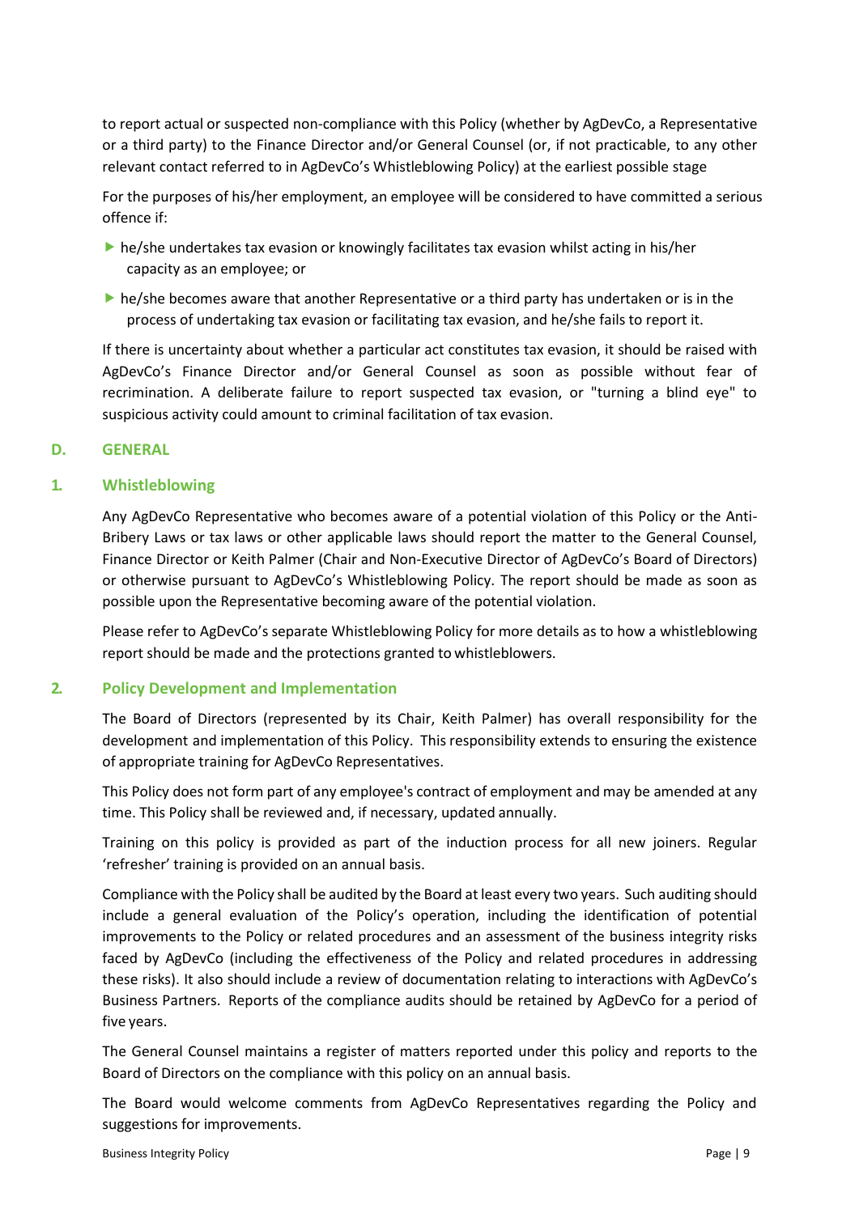to report actual or suspected non-compliance with this Policy (whether by AgDevCo, a Representative or a third party) to the Finance Director and/or General Counsel (or, if not practicable, to any other relevant contact referred to in AgDevCo's Whistleblowing Policy) at the earliest possible stage

For the purposes of his/her employment, an employee will be considered to have committed a serious offence if:

- he/she undertakes tax evasion or knowingly facilitates tax evasion whilst acting in his/her capacity as an employee; or
- he/she becomes aware that another Representative or a third party has undertaken or is in the process of undertaking tax evasion or facilitating tax evasion, and he/she fails to report it.

If there is uncertainty about whether a particular act constitutes tax evasion, it should be raised with AgDevCo's Finance Director and/or General Counsel as soon as possible without fear of recrimination. A deliberate failure to report suspected tax evasion, or "turning a blind eye" to suspicious activity could amount to criminal facilitation of tax evasion.

## D. GENERAL

### 1. Whistleblowing

Any AgDevCo Representative who becomes aware of a potential violation of this Policy or the Anti-Bribery Laws or tax laws or other applicable laws should report the matter to the General Counsel, Finance Director or Keith Palmer (Chair and Non-Executive Director of AgDevCo's Board of Directors) or otherwise pursuant to AgDevCo's Whistleblowing Policy. The report should be made as soon as possible upon the Representative becoming aware of the potential violation.

Please refer to AgDevCo's separate Whistleblowing Policy for more details as to how a whistleblowing report should be made and the protections granted to whistleblowers.

### 2. Policy Development and Implementation

The Board of Directors (represented by its Chair, Keith Palmer) has overall responsibility for the development and implementation of this Policy. This responsibility extends to ensuring the existence of appropriate training for AgDevCo Representatives.

This Policy does not form part of any employee's contract of employment and may be amended at any time. This Policy shall be reviewed and, if necessary, updated annually.

Training on this policy is provided as part of the induction process for all new joiners. Regular 'refresher' training is provided on an annual basis.

Compliance with the Policy shall be audited by the Board at least every two years. Such auditing should include a general evaluation of the Policy's operation, including the identification of potential improvements to the Policy or related procedures and an assessment of the business integrity risks faced by AgDevCo (including the effectiveness of the Policy and related procedures in addressing these risks). It also should include a review of documentation relating to interactions with AgDevCo's Business Partners. Reports of the compliance audits should be retained by AgDevCo for a period of five years.

The General Counsel maintains a register of matters reported under this policy and reports to the Board of Directors on the compliance with this policy on an annual basis.

The Board would welcome comments from AgDevCo Representatives regarding the Policy and suggestions for improvements.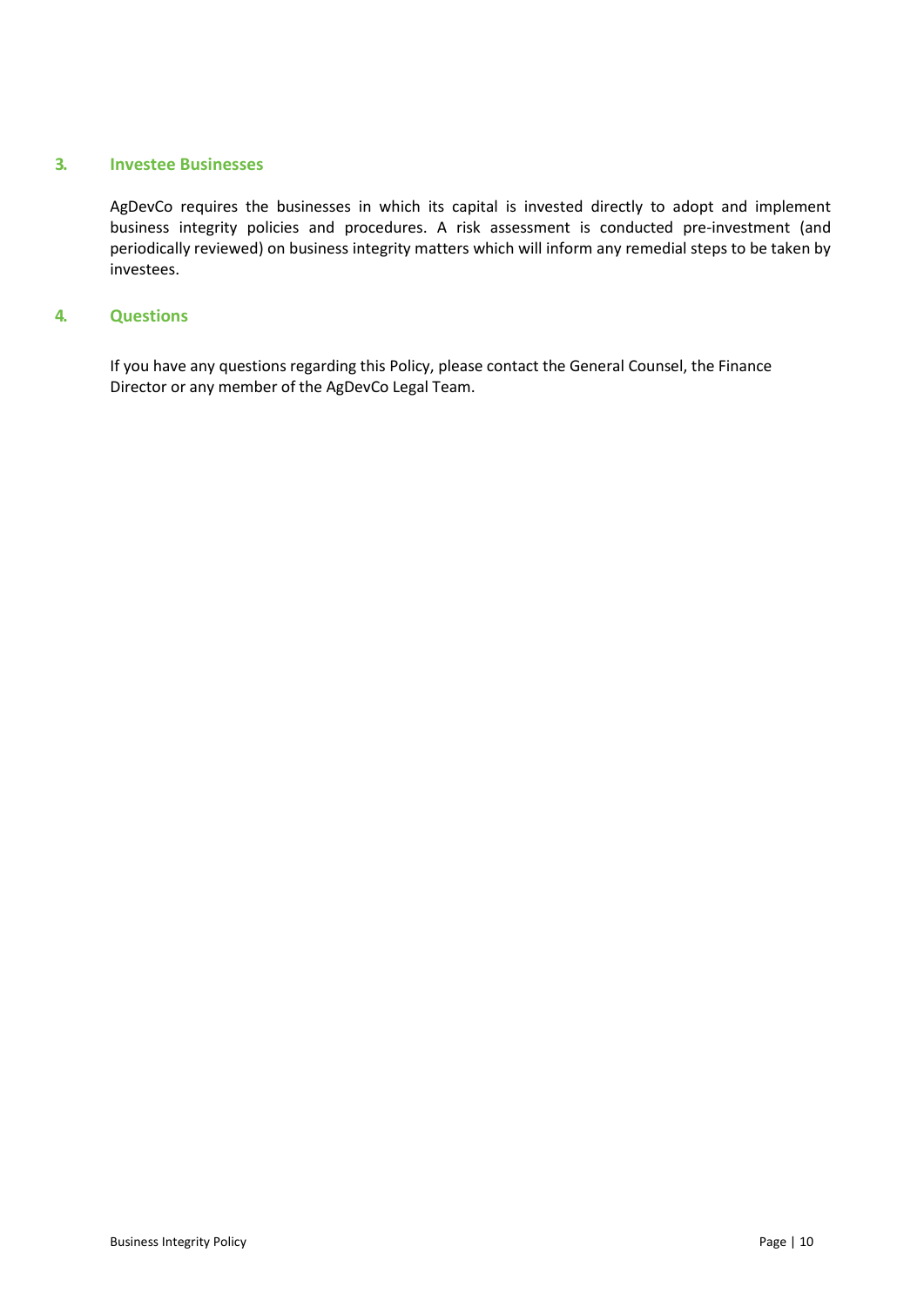## 3. Investee Businesses

AgDevCo requires the businesses in which its capital is invested directly to adopt and implement business integrity policies and procedures. A risk assessment is conducted pre-investment (and periodically reviewed) on business integrity matters which will inform any remedial steps to be taken by investees.

## 4. Questions

If you have any questions regarding this Policy, please contact the General Counsel, the Finance Director or any member of the AgDevCo Legal Team.